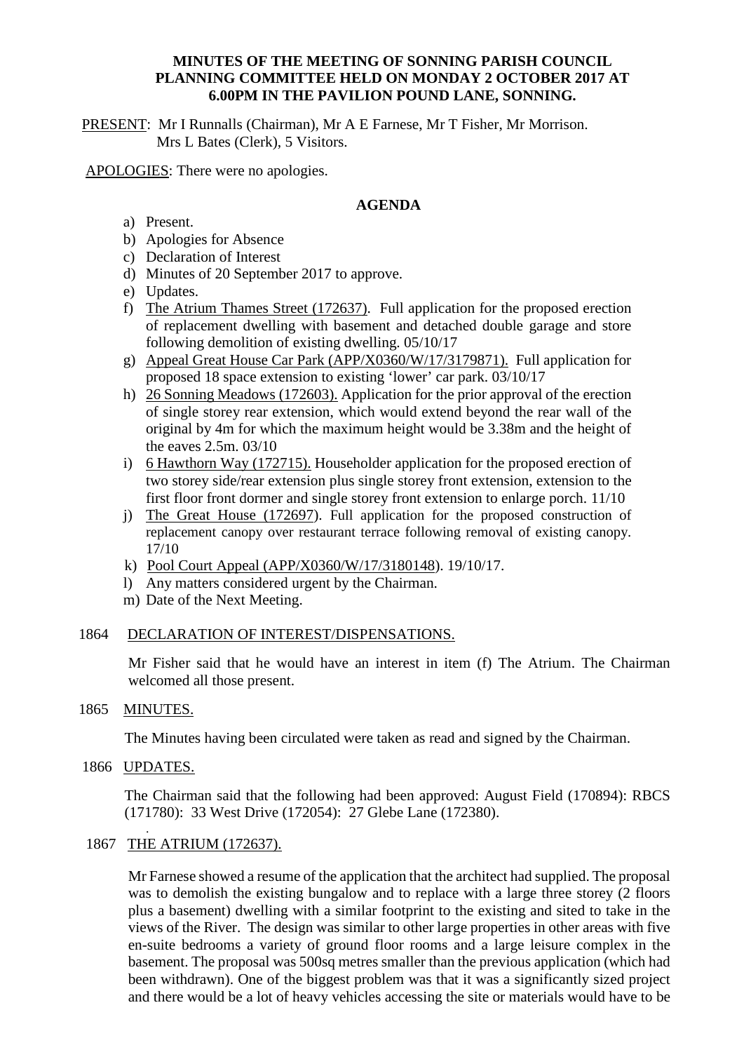**MINUTES OF THE MEETING OF SONNING PARISH COUNCIL PLANNING COMMITTEE HELD ON MONDAY 2 OCTOBER 2017 AT 6.00PM IN THE PAVILION POUND LANE, SONNING.**

PRESENT: Mr I Runnalls (Chairman), Mr A E Farnese, Mr T Fisher, Mr Morrison. Mrs L Bates (Clerk), 5 Visitors.

APOLOGIES: There were no apologies.

**AGENDA**

a) Present.
b) Apologies for Absence
c) Declaration of Interest
d) Minutes of 20 September 2017 to approve.
e) Updates.
f) The Atrium Thames Street (172637). Full application for the proposed erection of replacement dwelling with basement and detached double garage and store following demolition of existing dwelling. 05/10/17
g) Appeal Great House Car Park (APP/X0360/W/17/3179871). Full application for proposed 18 space extension to existing 'lower' car park. 03/10/17
h) 26 Sonning Meadows (172603). Application for the prior approval of the erection of single storey rear extension, which would extend beyond the rear wall of the original by 4m for which the maximum height would be 3.38m and the height of the eaves 2.5m. 03/10
i) 6 Hawthorn Way (172715). Householder application for the proposed erection of two storey side/rear extension plus single storey front extension, extension to the first floor front dormer and single storey front extension to enlarge porch. 11/10
j) The Great House (172697). Full application for the proposed construction of replacement canopy over restaurant terrace following removal of existing canopy. 17/10
k) Pool Court Appeal (APP/X0360/W/17/3180148). 19/10/17.
l) Any matters considered urgent by the Chairman.
m) Date of the Next Meeting.

1864 DECLARATION OF INTEREST/DISPENSATIONS.

Mr Fisher said that he would have an interest in item (f) The Atrium. The Chairman welcomed all those present.

1865 MINUTES.

The Minutes having been circulated were taken as read and signed by the Chairman.

1866 UPDATES.

The Chairman said that the following had been approved: August Field (170894): RBCS (171780): 33 West Drive (172054): 27 Glebe Lane (172380).

1867 THE ATRIUM (172637).

Mr Farnese showed a resume of the application that the architect had supplied. The proposal was to demolish the existing bungalow and to replace with a large three storey (2 floors plus a basement) dwelling with a similar footprint to the existing and sited to take in the views of the River. The design was similar to other large properties in other areas with five en-suite bedrooms a variety of ground floor rooms and a large leisure complex in the basement. The proposal was 500sq metres smaller than the previous application (which had been withdrawn). One of the biggest problem was that it was a significantly sized project and there would be a lot of heavy vehicles accessing the site or materials would have to be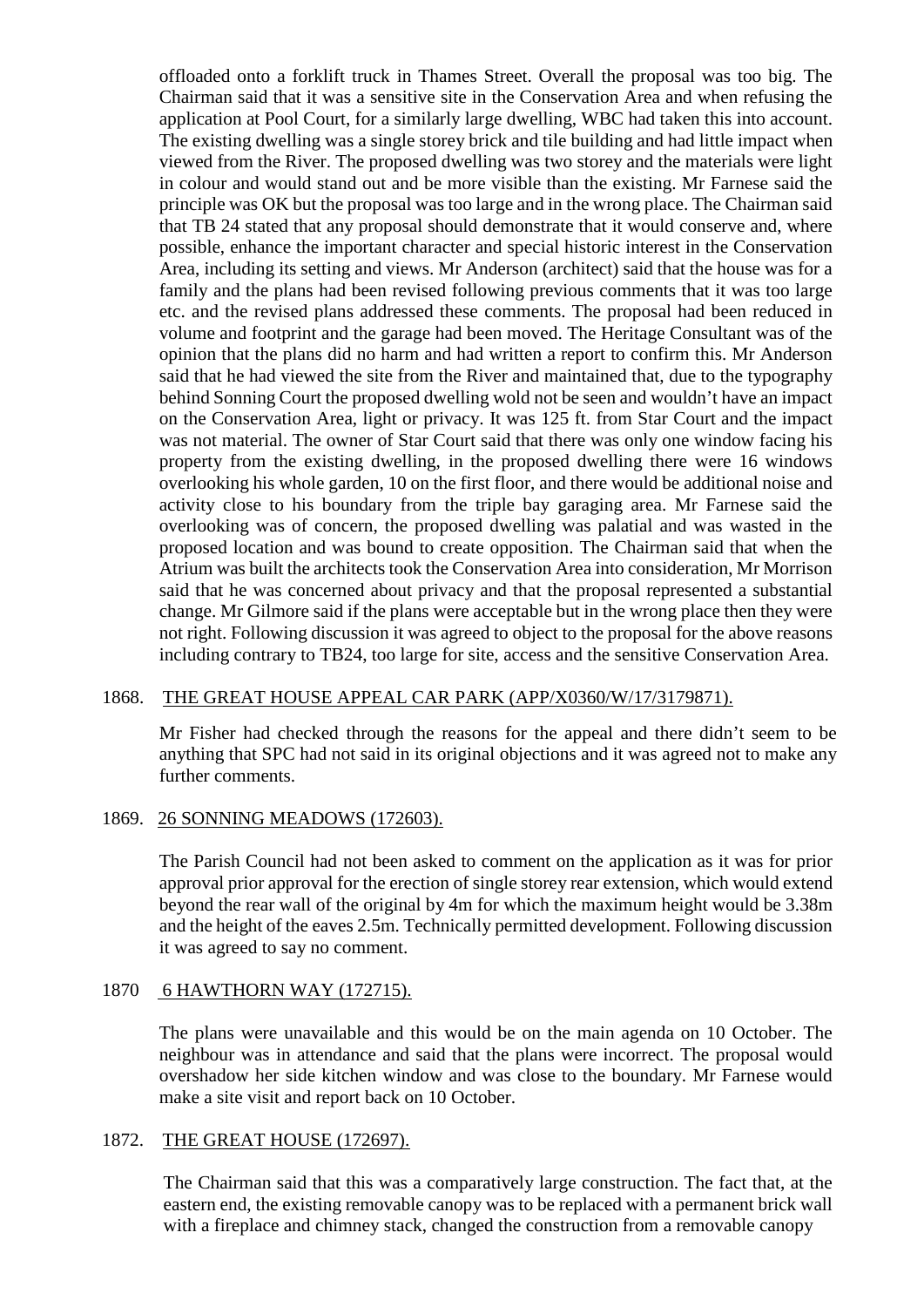offloaded onto a forklift truck in Thames Street. Overall the proposal was too big. The Chairman said that it was a sensitive site in the Conservation Area and when refusing the application at Pool Court, for a similarly large dwelling, WBC had taken this into account. The existing dwelling was a single storey brick and tile building and had little impact when viewed from the River. The proposed dwelling was two storey and the materials were light in colour and would stand out and be more visible than the existing. Mr Farnese said the principle was OK but the proposal was too large and in the wrong place. The Chairman said that TB 24 stated that any proposal should demonstrate that it would conserve and, where possible, enhance the important character and special historic interest in the Conservation Area, including its setting and views. Mr Anderson (architect) said that the house was for a family and the plans had been revised following previous comments that it was too large etc. and the revised plans addressed these comments. The proposal had been reduced in volume and footprint and the garage had been moved. The Heritage Consultant was of the opinion that the plans did no harm and had written a report to confirm this. Mr Anderson said that he had viewed the site from the River and maintained that, due to the typography behind Sonning Court the proposed dwelling wold not be seen and wouldn't have an impact on the Conservation Area, light or privacy. It was 125 ft. from Star Court and the impact was not material. The owner of Star Court said that there was only one window facing his property from the existing dwelling, in the proposed dwelling there were 16 windows overlooking his whole garden, 10 on the first floor, and there would be additional noise and activity close to his boundary from the triple bay garaging area. Mr Farnese said the overlooking was of concern, the proposed dwelling was palatial and was wasted in the proposed location and was bound to create opposition. The Chairman said that when the Atrium was built the architects took the Conservation Area into consideration, Mr Morrison said that he was concerned about privacy and that the proposal represented a substantial change. Mr Gilmore said if the plans were acceptable but in the wrong place then they were not right. Following discussion it was agreed to object to the proposal for the above reasons including contrary to TB24, too large for site, access and the sensitive Conservation Area.

1868. THE GREAT HOUSE APPEAL CAR PARK (APP/X0360/W/17/3179871).

Mr Fisher had checked through the reasons for the appeal and there didn't seem to be anything that SPC had not said in its original objections and it was agreed not to make any further comments.

1869. 26 SONNING MEADOWS (172603).

The Parish Council had not been asked to comment on the application as it was for prior approval prior approval for the erection of single storey rear extension, which would extend beyond the rear wall of the original by 4m for which the maximum height would be 3.38m and the height of the eaves 2.5m. Technically permitted development. Following discussion it was agreed to say no comment.

1870 6 HAWTHORN WAY (172715).

The plans were unavailable and this would be on the main agenda on 10 October. The neighbour was in attendance and said that the plans were incorrect. The proposal would overshadow her side kitchen window and was close to the boundary. Mr Farnese would make a site visit and report back on 10 October.

1872. THE GREAT HOUSE (172697).

The Chairman said that this was a comparatively large construction. The fact that, at the eastern end, the existing removable canopy was to be replaced with a permanent brick wall with a fireplace and chimney stack, changed the construction from a removable canopy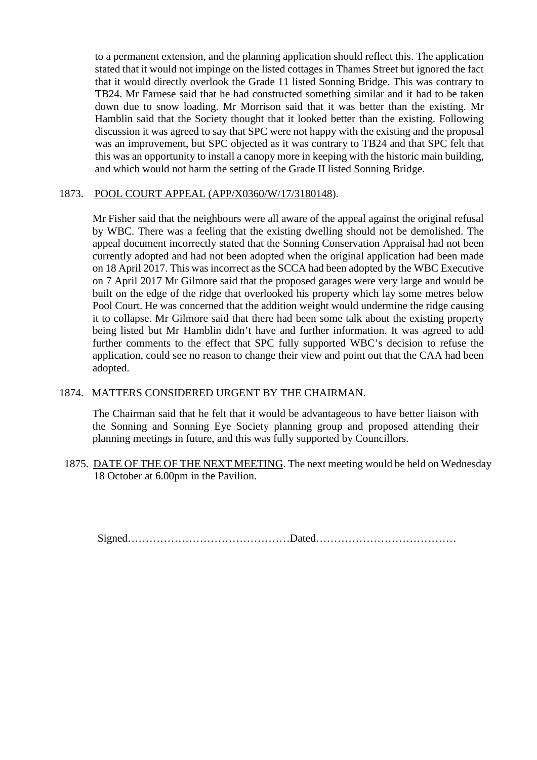to a permanent extension, and the planning application should reflect this. The application stated that it would not impinge on the listed cottages in Thames Street but ignored the fact that it would directly overlook the Grade 11 listed Sonning Bridge. This was contrary to TB24. Mr Farnese said that he had constructed something similar and it had to be taken down due to snow loading. Mr Morrison said that it was better than the existing. Mr Hamblin said that the Society thought that it looked better than the existing. Following discussion it was agreed to say that SPC were not happy with the existing and the proposal was an improvement, but SPC objected as it was contrary to TB24 and that SPC felt that this was an opportunity to install a canopy more in keeping with the historic main building, and which would not harm the setting of the Grade II listed Sonning Bridge.

1873. <u>POOL COURT APPEAL (APP/X0360/W/17/3180148</u>).

Mr Fisher said that the neighbours were all aware of the appeal against the original refusal by WBC. There was a feeling that the existing dwelling should not be demolished. The appeal document incorrectly stated that the Sonning Conservation Appraisal had not been currently adopted and had not been adopted when the original application had been made on 18 April 2017. This was incorrect as the SCCA had been adopted by the WBC Executive on 7 April 2017 Mr Gilmore said that the proposed garages were very large and would be built on the edge of the ridge that overlooked his property which lay some metres below Pool Court. He was concerned that the addition weight would undermine the ridge causing it to collapse. Mr Gilmore said that there had been some talk about the existing property being listed but Mr Hamblin didn't have and further information. It was agreed to add further comments to the effect that SPC fully supported WBC's decision to refuse the application, could see no reason to change their view and point out that the CAA had been adopted.

1874. <u>MATTERS CONSIDERED URGENT BY THE CHAIRMAN.</u>

The Chairman said that he felt that it would be advantageous to have better liaison with the Sonning and Sonning Eye Society planning group and proposed attending their planning meetings in future, and this was fully supported by Councillors.

1875. <u>DATE OF THE OF THE NEXT MEETING</u>. The next meeting would be held on Wednesday 18 October at 6.00pm in the Pavilion.

Signed………………………………………Dated…………………………………